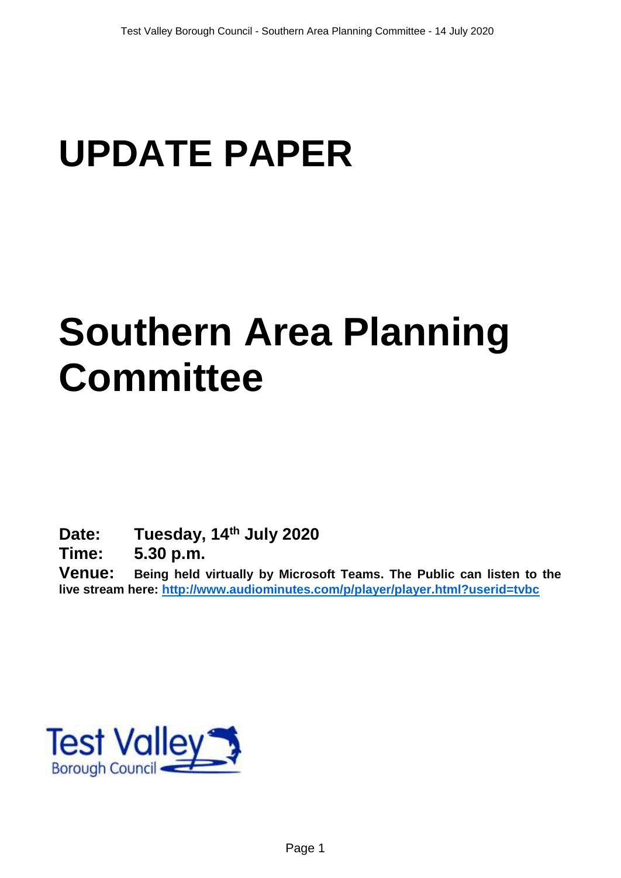# UPDATE PAPER

# Southern Area Planning Committee

**Date:** **Tuesday, 14th July 2020**

**Time:** **5.30 p.m.**

**Venue:** **Being held virtually by Microsoft Teams. The Public can listen to the live stream here: [http://www.audiominutes.com/p/player/player.html?userid=tvbc](http://www.audiominutes.com/p/player/player.html?userid=tvbc)**

Test Valley Borough Council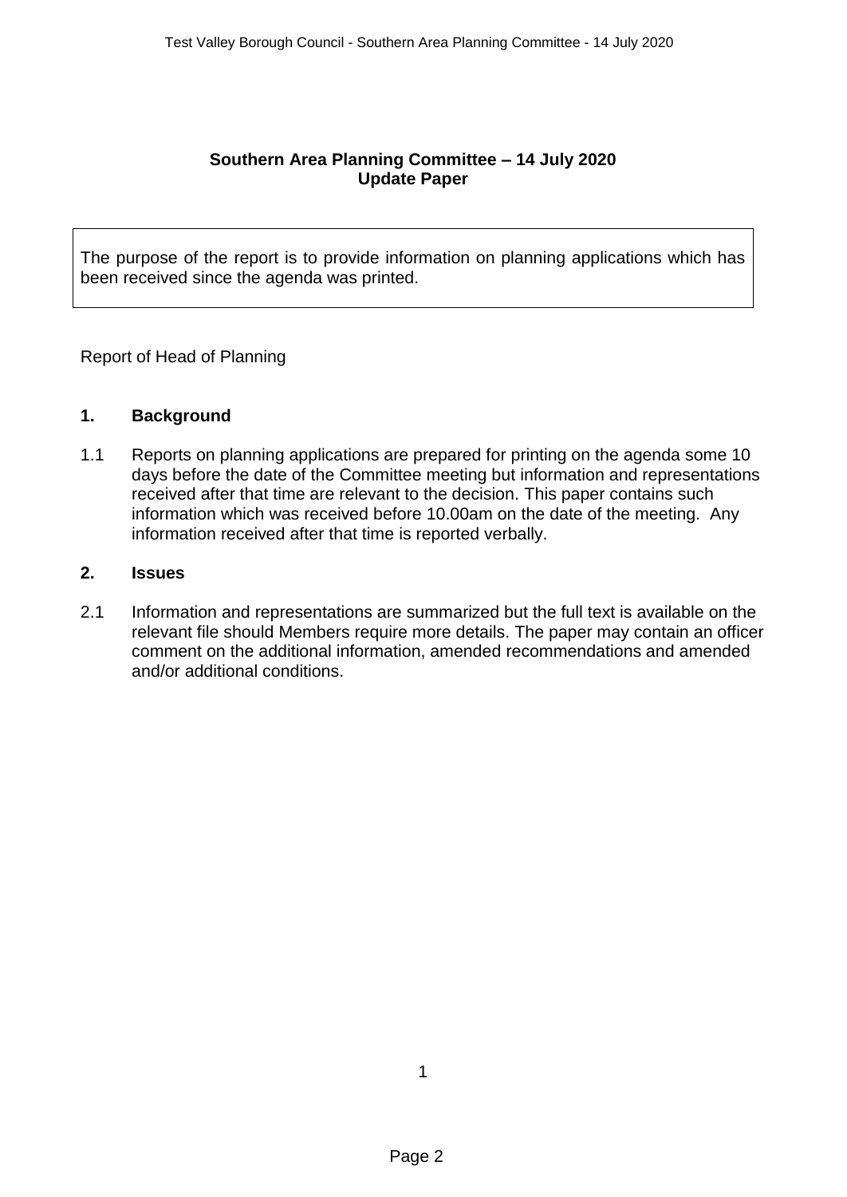**Southern Area Planning Committee – 14 July 2020**
**Update Paper**

The purpose of the report is to provide information on planning applications which has been received since the agenda was printed.

Report of Head of Planning

## 1. Background

1.1 Reports on planning applications are prepared for printing on the agenda some 10 days before the date of the Committee meeting but information and representations received after that time are relevant to the decision. This paper contains such information which was received before 10.00am on the date of the meeting. Any information received after that time is reported verbally.

## 2. Issues

2.1 Information and representations are summarized but the full text is available on the relevant file should Members require more details. The paper may contain an officer comment on the additional information, amended recommendations and amended and/or additional conditions.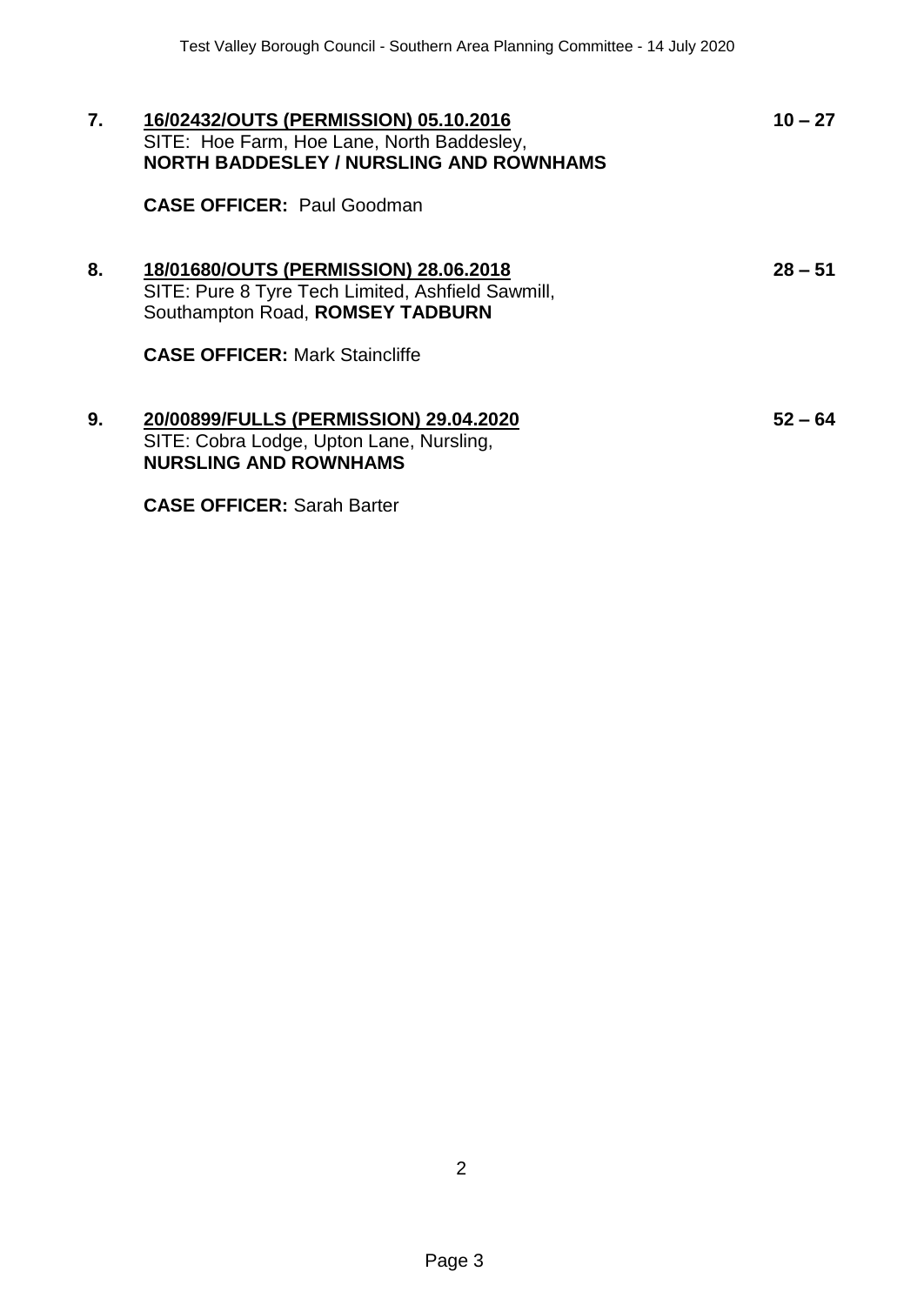**7.** **<u>16/02432/OUTS (PERMISSION) 05.10.2016</u>** **10 – 27**
SITE: Hoe Farm, Hoe Lane, North Baddesley,
**NORTH BADDESLEY / NURSLING AND ROWNHAMS**

**CASE OFFICER:** Paul Goodman

**8.** **<u>18/01680/OUTS (PERMISSION) 28.06.2018</u>** **28 – 51**
SITE: Pure 8 Tyre Tech Limited, Ashfield Sawmill,
Southampton Road, **ROMSEY TADBURN**

**CASE OFFICER:** Mark Staincliffe

**9.** **<u>20/00899/FULLS (PERMISSION) 29.04.2020</u>** **52 – 64**
SITE: Cobra Lodge, Upton Lane, Nursling,
**NURSLING AND ROWNHAMS**

**CASE OFFICER:** Sarah Barter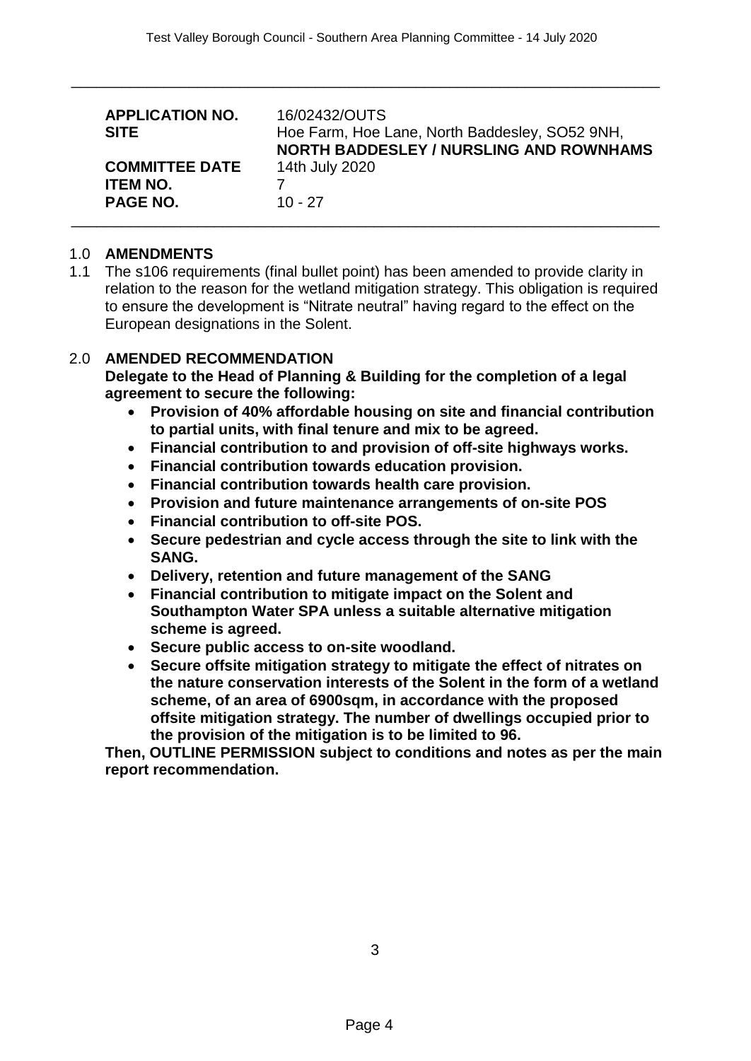| | |
|---|---|
| **APPLICATION NO.** | 16/02432/OUTS |
| **SITE** | Hoe Farm, Hoe Lane, North Baddesley, SO52 9NH, **NORTH BADDESLEY / NURSLING AND ROWNHAMS** |
| **COMMITTEE DATE** | 14th July 2020 |
| **ITEM NO.** | 7 |
| **PAGE NO.** | 10 - 27 |

## 1.0 AMENDMENTS

1.1 The s106 requirements (final bullet point) has been amended to provide clarity in relation to the reason for the wetland mitigation strategy. This obligation is required to ensure the development is "Nitrate neutral" having regard to the effect on the European designations in the Solent.

## 2.0 AMENDED RECOMMENDATION

**Delegate to the Head of Planning & Building for the completion of a legal agreement to secure the following:**

- **Provision of 40% affordable housing on site and financial contribution to partial units, with final tenure and mix to be agreed.**
- **Financial contribution to and provision of off-site highways works.**
- **Financial contribution towards education provision.**
- **Financial contribution towards health care provision.**
- **Provision and future maintenance arrangements of on-site POS**
- **Financial contribution to off-site POS.**
- **Secure pedestrian and cycle access through the site to link with the SANG.**
- **Delivery, retention and future management of the SANG**
- **Financial contribution to mitigate impact on the Solent and Southampton Water SPA unless a suitable alternative mitigation scheme is agreed.**
- **Secure public access to on-site woodland.**
- **Secure offsite mitigation strategy to mitigate the effect of nitrates on the nature conservation interests of the Solent in the form of a wetland scheme, of an area of 6900sqm, in accordance with the proposed offsite mitigation strategy. The number of dwellings occupied prior to the provision of the mitigation is to be limited to 96.**

**Then, OUTLINE PERMISSION subject to conditions and notes as per the main report recommendation.**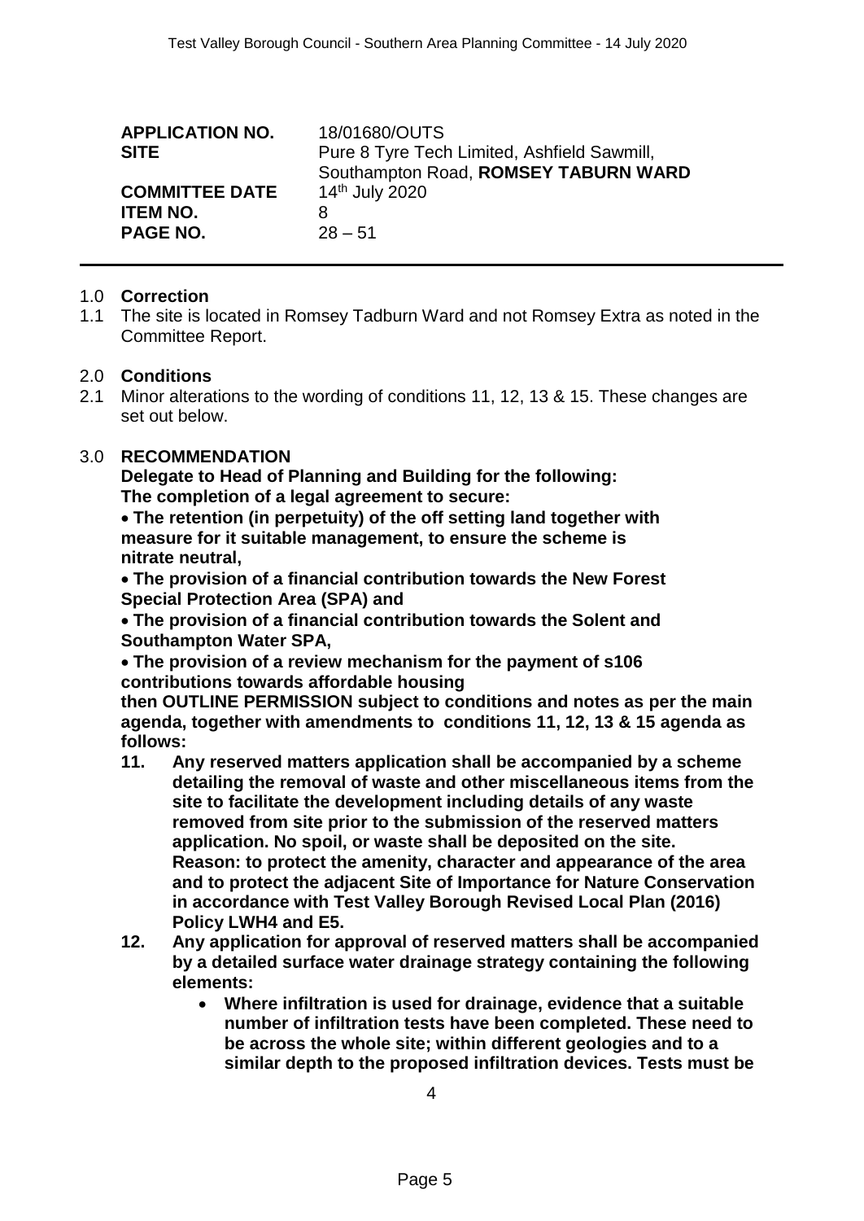| | |
|---|---|
| **APPLICATION NO.** | 18/01680/OUTS |
| **SITE** | Pure 8 Tyre Tech Limited, Ashfield Sawmill, Southampton Road, **ROMSEY TABURN WARD** |
| **COMMITTEE DATE** | 14th July 2020 |
| **ITEM NO.** | 8 |
| **PAGE NO.** | 28 – 51 |

1.0 **Correction**

1.1 The site is located in Romsey Tadburn Ward and not Romsey Extra as noted in the Committee Report.

2.0 **Conditions**

2.1 Minor alterations to the wording of conditions 11, 12, 13 & 15. These changes are set out below.

3.0 **RECOMMENDATION**

**Delegate to Head of Planning and Building for the following:**
**The completion of a legal agreement to secure:**

- **The retention (in perpetuity) of the off setting land together with measure for it suitable management, to ensure the scheme is nitrate neutral,**
- **The provision of a financial contribution towards the New Forest Special Protection Area (SPA) and**
- **The provision of a financial contribution towards the Solent and Southampton Water SPA,**
- **The provision of a review mechanism for the payment of s106 contributions towards affordable housing**

**then OUTLINE PERMISSION subject to conditions and notes as per the main agenda, together with amendments to conditions 11, 12, 13 & 15 agenda as follows:**

**11. Any reserved matters application shall be accompanied by a scheme detailing the removal of waste and other miscellaneous items from the site to facilitate the development including details of any waste removed from site prior to the submission of the reserved matters application. No spoil, or waste shall be deposited on the site. Reason: to protect the amenity, character and appearance of the area and to protect the adjacent Site of Importance for Nature Conservation in accordance with Test Valley Borough Revised Local Plan (2016) Policy LWH4 and E5.**

**12. Any application for approval of reserved matters shall be accompanied by a detailed surface water drainage strategy containing the following elements:**

- **Where infiltration is used for drainage, evidence that a suitable number of infiltration tests have been completed. These need to be across the whole site; within different geologies and to a similar depth to the proposed infiltration devices. Tests must be**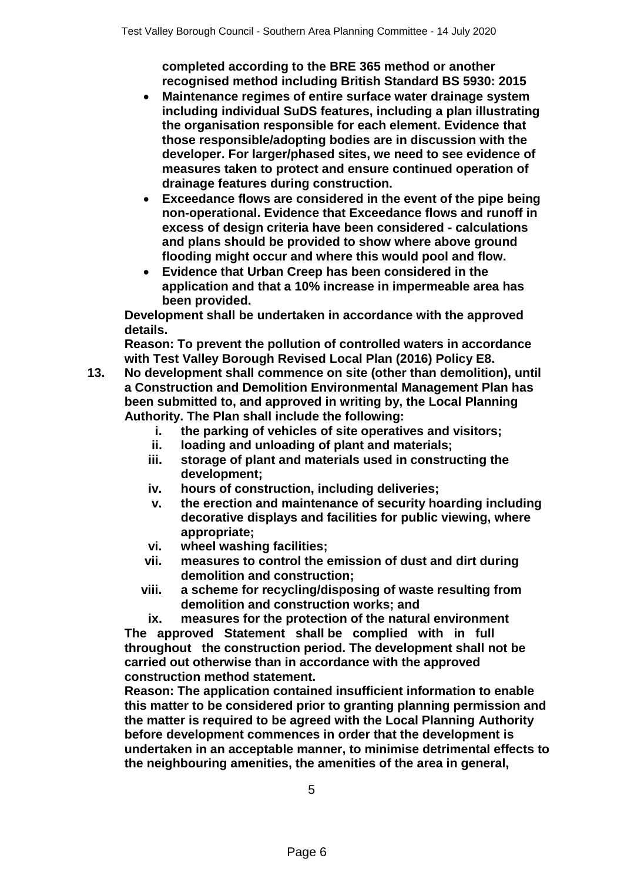**completed according to the BRE 365 method or another recognised method including British Standard BS 5930: 2015**

- **Maintenance regimes of entire surface water drainage system including individual SuDS features, including a plan illustrating the organisation responsible for each element. Evidence that those responsible/adopting bodies are in discussion with the developer. For larger/phased sites, we need to see evidence of measures taken to protect and ensure continued operation of drainage features during construction.**
- **Exceedance flows are considered in the event of the pipe being non-operational. Evidence that Exceedance flows and runoff in excess of design criteria have been considered - calculations and plans should be provided to show where above ground flooding might occur and where this would pool and flow.**
- **Evidence that Urban Creep has been considered in the application and that a 10% increase in impermeable area has been provided.**

**Development shall be undertaken in accordance with the approved details.**

**Reason: To prevent the pollution of controlled waters in accordance with Test Valley Borough Revised Local Plan (2016) Policy E8.**

**13. No development shall commence on site (other than demolition), until a Construction and Demolition Environmental Management Plan has been submitted to, and approved in writing by, the Local Planning Authority. The Plan shall include the following:**

   **i. the parking of vehicles of site operatives and visitors;**
   **ii. loading and unloading of plant and materials;**
   **iii. storage of plant and materials used in constructing the development;**
   **iv. hours of construction, including deliveries;**
   **v. the erection and maintenance of security hoarding including decorative displays and facilities for public viewing, where appropriate;**
   **vi. wheel washing facilities;**
   **vii. measures to control the emission of dust and dirt during demolition and construction;**
   **viii. a scheme for recycling/disposing of waste resulting from demolition and construction works; and**
   **ix. measures for the protection of the natural environment**

**The approved Statement shall be complied with in full throughout the construction period. The development shall not be carried out otherwise than in accordance with the approved construction method statement.**

**Reason: The application contained insufficient information to enable this matter to be considered prior to granting planning permission and the matter is required to be agreed with the Local Planning Authority before development commences in order that the development is undertaken in an acceptable manner, to minimise detrimental effects to the neighbouring amenities, the amenities of the area in general,**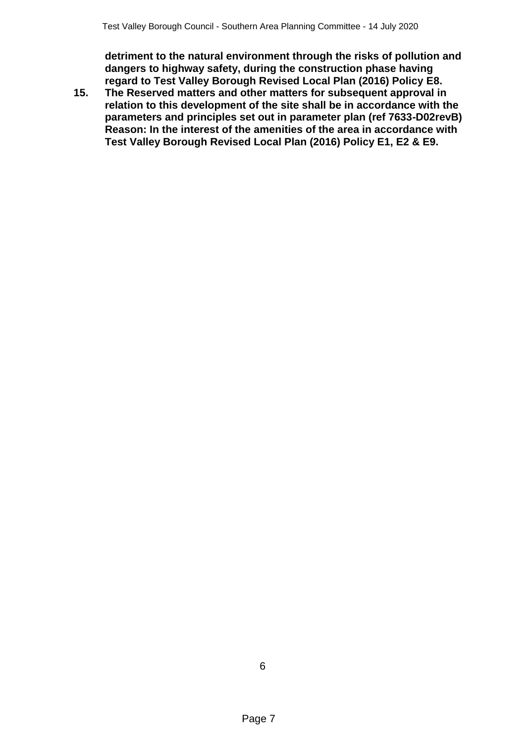**detriment to the natural environment through the risks of pollution and dangers to highway safety, during the construction phase having regard to Test Valley Borough Revised Local Plan (2016) Policy E8.**

15. **The Reserved matters and other matters for subsequent approval in relation to this development of the site shall be in accordance with the parameters and principles set out in parameter plan (ref 7633-D02revB)**
**Reason: In the interest of the amenities of the area in accordance with Test Valley Borough Revised Local Plan (2016) Policy E1, E2 & E9.**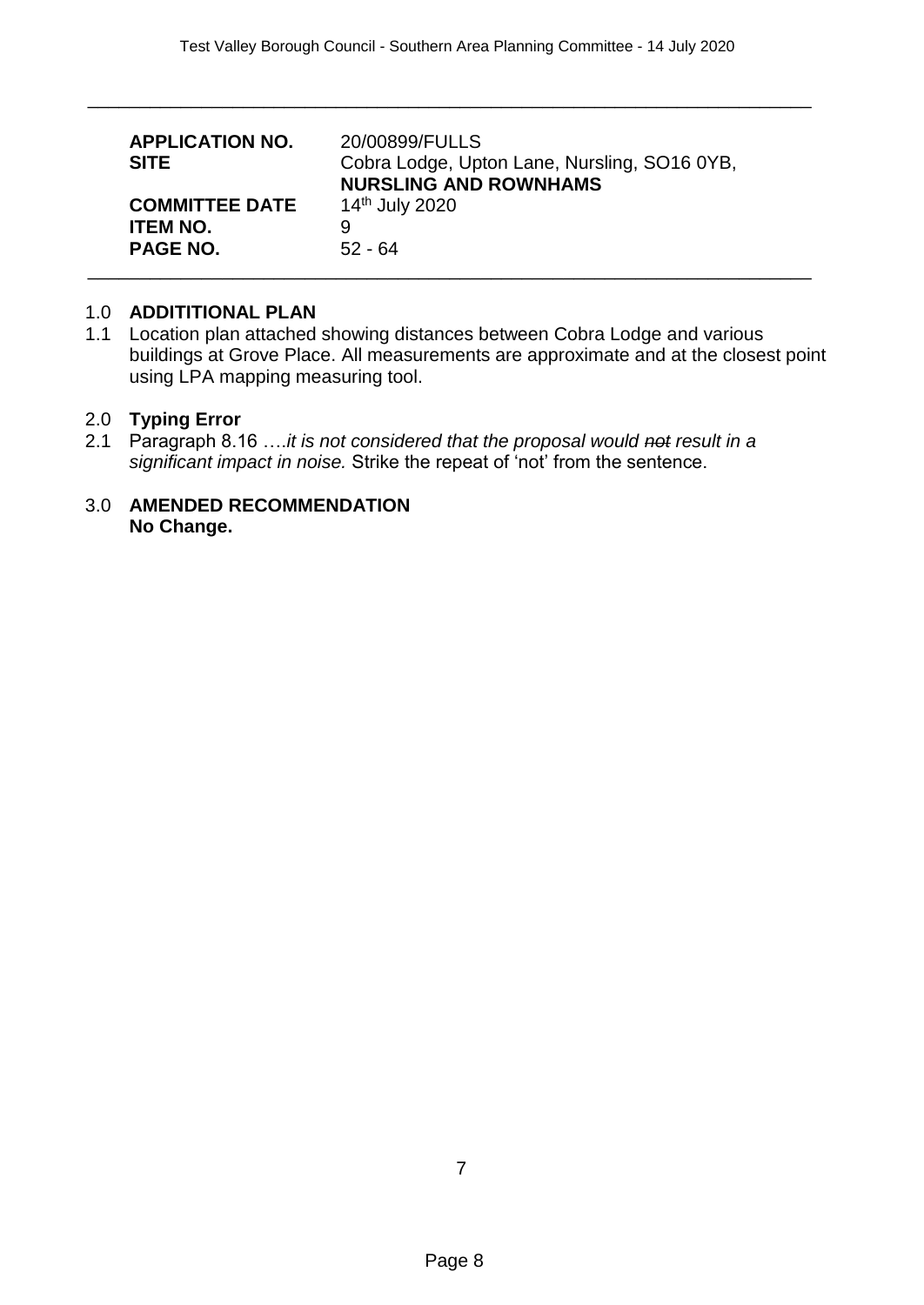| | |
|---|---|
| **APPLICATION NO.** | 20/00899/FULLS |
| **SITE** | Cobra Lodge, Upton Lane, Nursling, SO16 0YB, **NURSLING AND ROWNHAMS** |
| **COMMITTEE DATE** | 14th July 2020 |
| **ITEM NO.** | 9 |
| **PAGE NO.** | 52 - 64 |

## 1.0 ADDITITIONAL PLAN

1.1 Location plan attached showing distances between Cobra Lodge and various buildings at Grove Place. All measurements are approximate and at the closest point using LPA mapping measuring tool.

## 2.0 Typing Error

2.1 Paragraph 8.16 ….*it is not considered that the proposal would ~~not~~ result in a significant impact in noise.* Strike the repeat of 'not' from the sentence.

## 3.0 AMENDED RECOMMENDATION

**No Change.**

7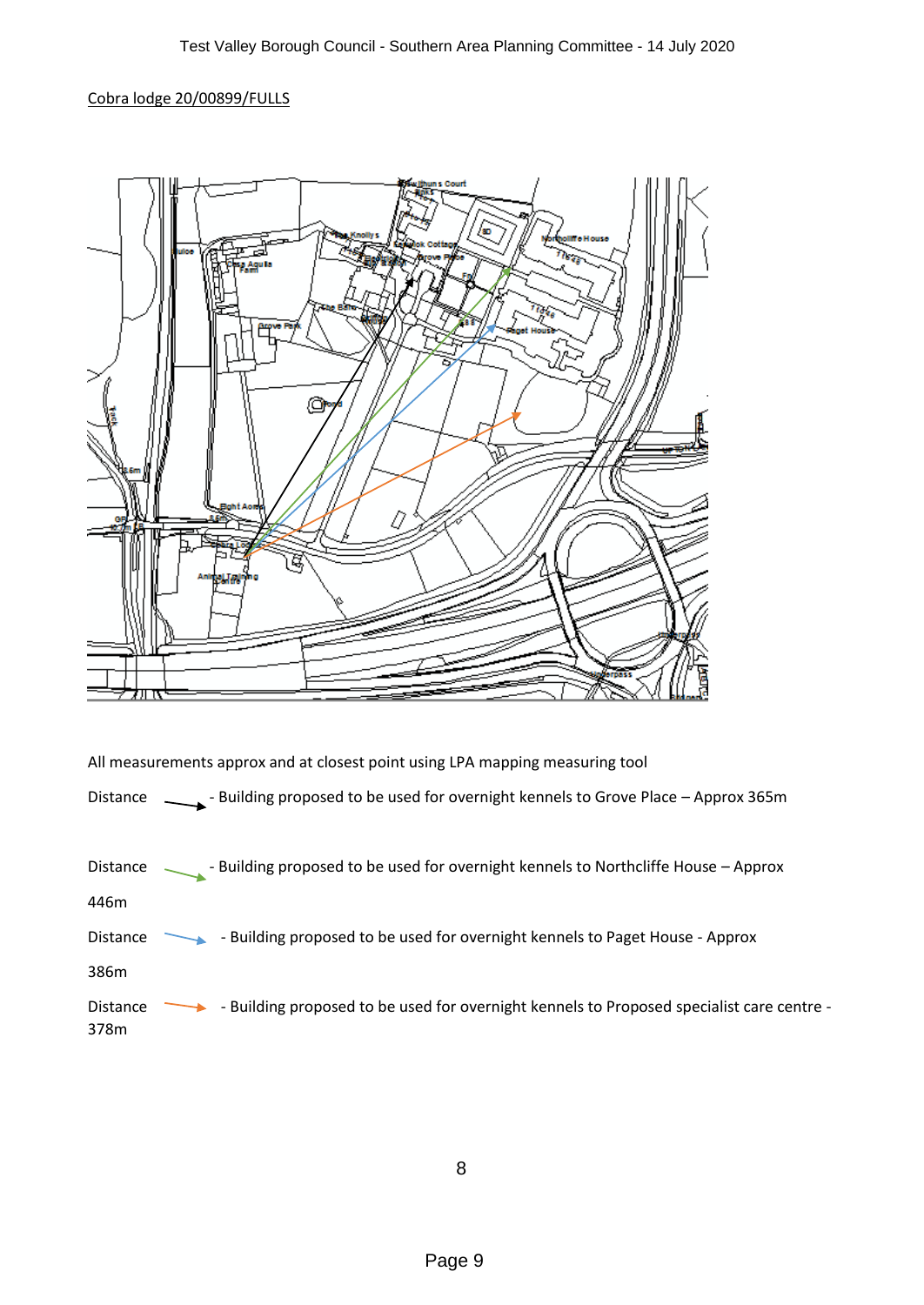Cobra lodge 20/00899/FULLS

All measurements approx and at closest point using LPA mapping measuring tool

Distance → - Building proposed to be used for overnight kennels to Grove Place – Approx 365m

Distance → - Building proposed to be used for overnight kennels to Northcliffe House – Approx 446m

Distance → - Building proposed to be used for overnight kennels to Paget House - Approx 386m

Distance → - Building proposed to be used for overnight kennels to Proposed specialist care centre - 378m